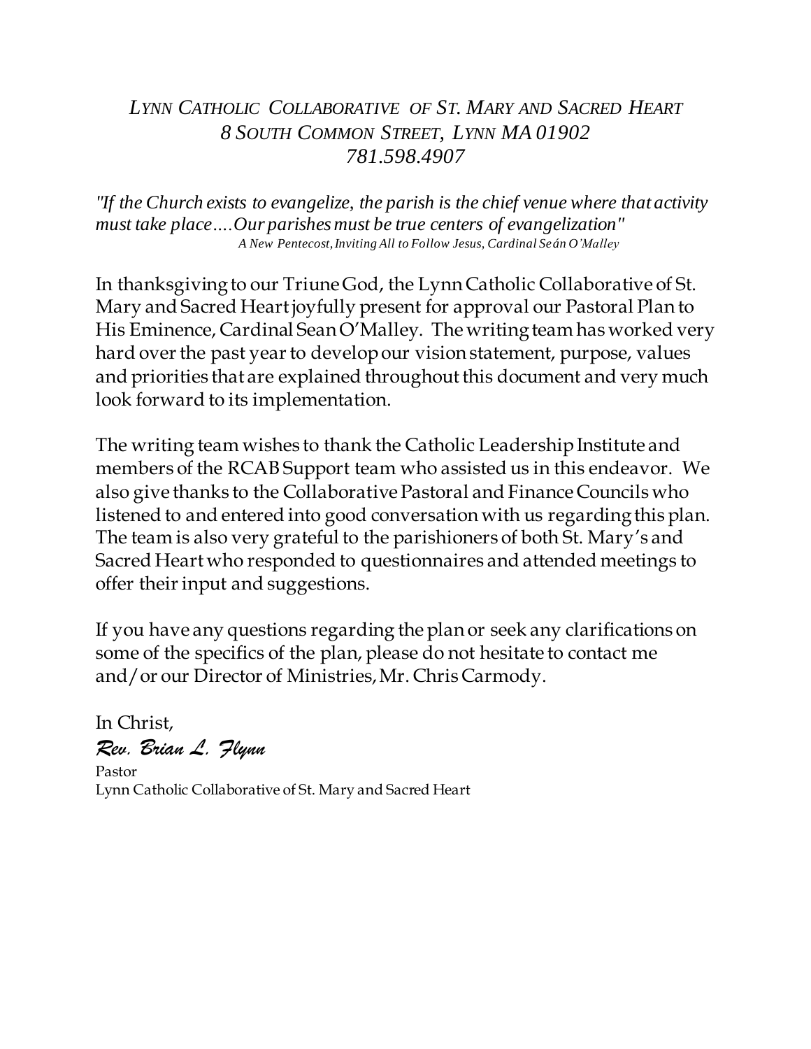*LYNN CATHOLIC COLLABORATIVE OF ST. MARY AND SACRED HEART*
*8 SOUTH COMMON STREET, LYNN MA 01902*
*781.598.4907*

*"If the Church exists to evangelize, the parish is the chief venue where that activity must take place....Our parishes must be true centers of evangelization"*
*A New Pentecost, Inviting All to Follow Jesus, Cardinal Seán O'Malley*

In thanksgiving to our Triune God, the Lynn Catholic Collaborative of St. Mary and Sacred Heart joyfully present for approval our Pastoral Plan to His Eminence, Cardinal Sean O'Malley. The writing team has worked very hard over the past year to develop our vision statement, purpose, values and priorities that are explained throughout this document and very much look forward to its implementation.

The writing team wishes to thank the Catholic Leadership Institute and members of the RCAB Support team who assisted us in this endeavor. We also give thanks to the Collaborative Pastoral and Finance Councils who listened to and entered into good conversation with us regarding this plan. The team is also very grateful to the parishioners of both St. Mary's and Sacred Heart who responded to questionnaires and attended meetings to offer their input and suggestions.

If you have any questions regarding the plan or seek any clarifications on some of the specifics of the plan, please do not hesitate to contact me and/or our Director of Ministries, Mr. Chris Carmody.

In Christ,
*Rev. Brian L. Flynn*
Pastor
Lynn Catholic Collaborative of St. Mary and Sacred Heart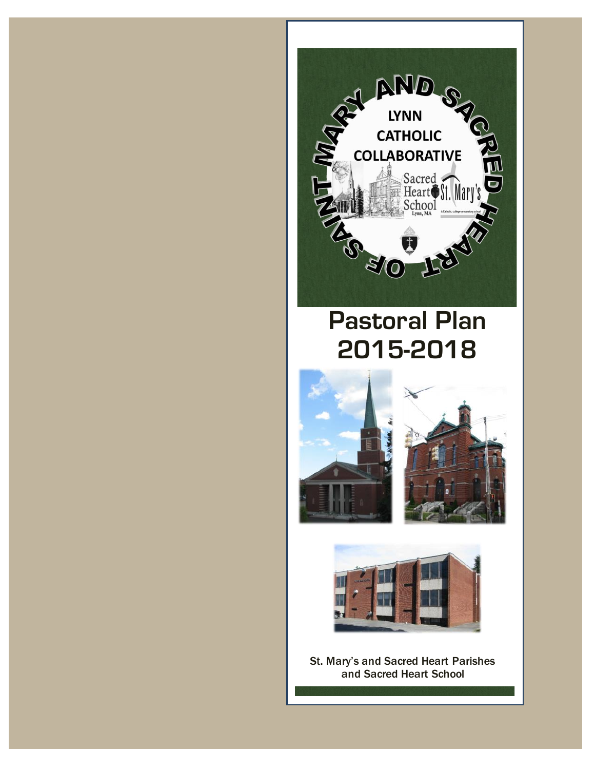# Pastoral Plan 2015-2018

St. Mary's and Sacred Heart Parishes and Sacred Heart School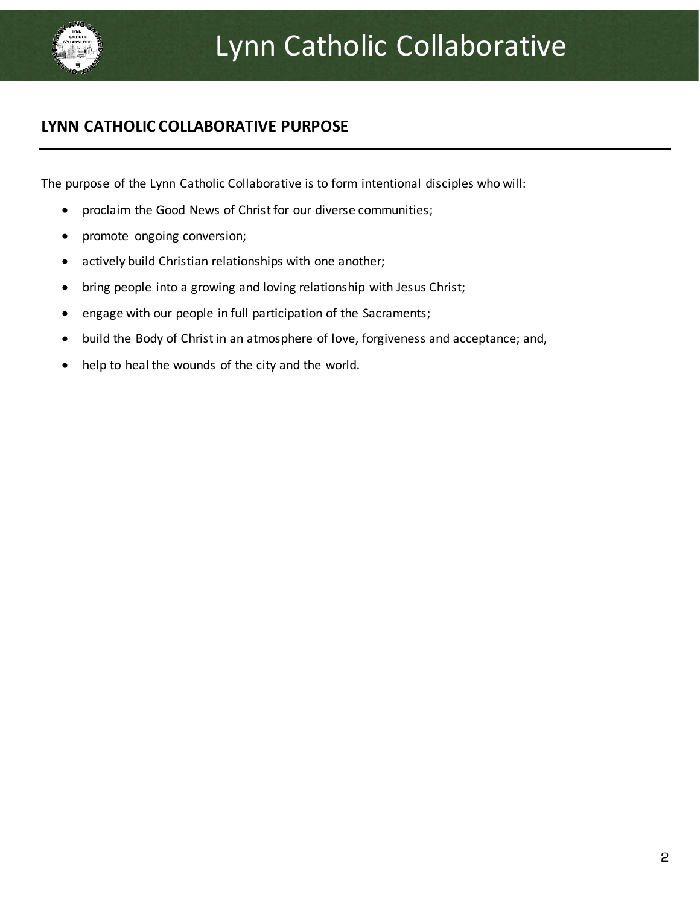## LYNN CATHOLIC COLLABORATIVE PURPOSE

The purpose of the Lynn Catholic Collaborative is to form intentional disciples who will:

- proclaim the Good News of Christ for our diverse communities;
- promote ongoing conversion;
- actively build Christian relationships with one another;
- bring people into a growing and loving relationship with Jesus Christ;
- engage with our people in full participation of the Sacraments;
- build the Body of Christ in an atmosphere of love, forgiveness and acceptance; and,
- help to heal the wounds of the city and the world.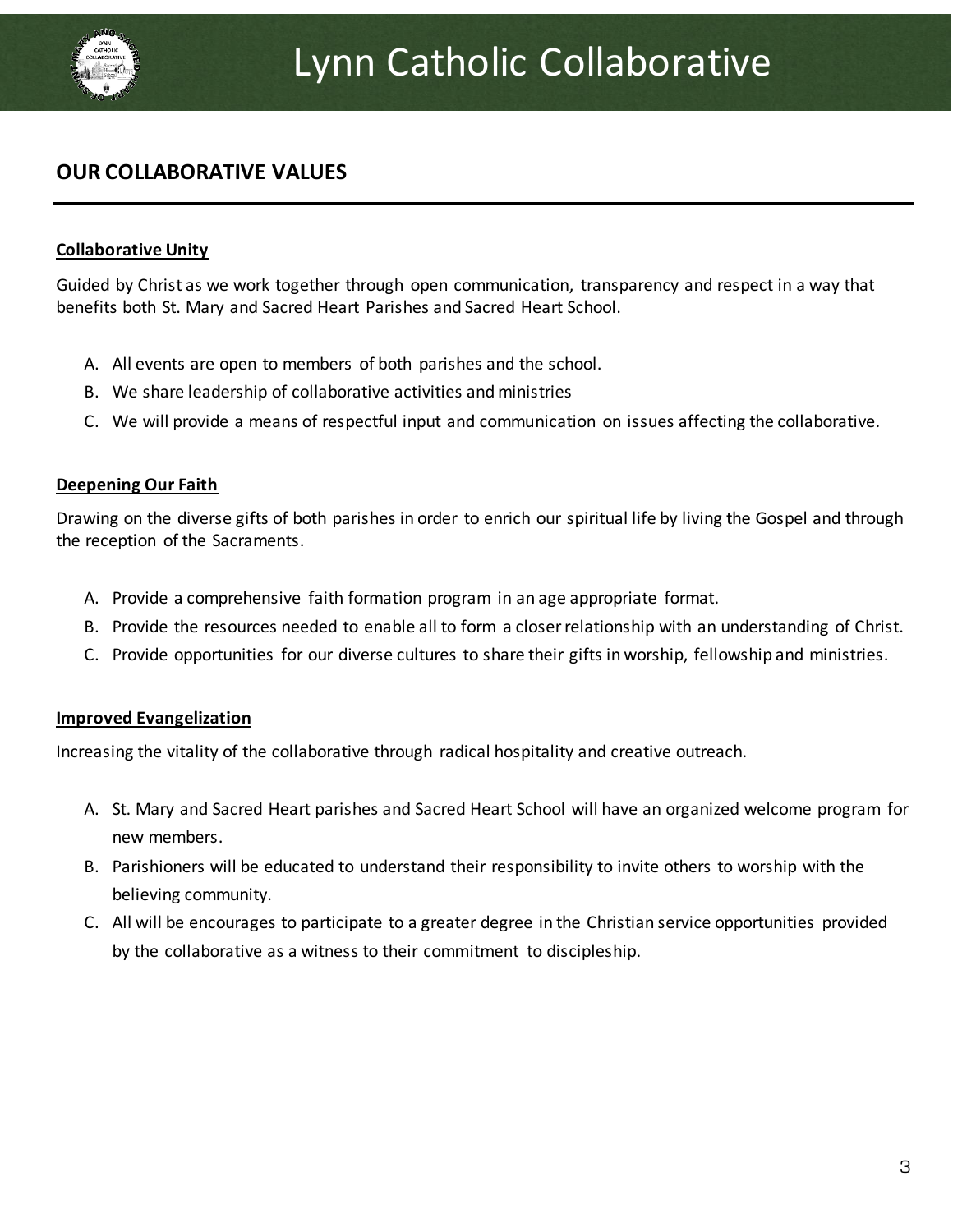## OUR COLLABORATIVE VALUES

### Collaborative Unity

Guided by Christ as we work together through open communication, transparency and respect in a way that benefits both St. Mary and Sacred Heart Parishes and Sacred Heart School.

A. All events are open to members of both parishes and the school.
B. We share leadership of collaborative activities and ministries
C. We will provide a means of respectful input and communication on issues affecting the collaborative.

### Deepening Our Faith

Drawing on the diverse gifts of both parishes in order to enrich our spiritual life by living the Gospel and through the reception of the Sacraments.

A. Provide a comprehensive faith formation program in an age appropriate format.
B. Provide the resources needed to enable all to form a closer relationship with an understanding of Christ.
C. Provide opportunities for our diverse cultures to share their gifts in worship, fellowship and ministries.

### Improved Evangelization

Increasing the vitality of the collaborative through radical hospitality and creative outreach.

A. St. Mary and Sacred Heart parishes and Sacred Heart School will have an organized welcome program for new members.
B. Parishioners will be educated to understand their responsibility to invite others to worship with the believing community.
C. All will be encourages to participate to a greater degree in the Christian service opportunities provided by the collaborative as a witness to their commitment to discipleship.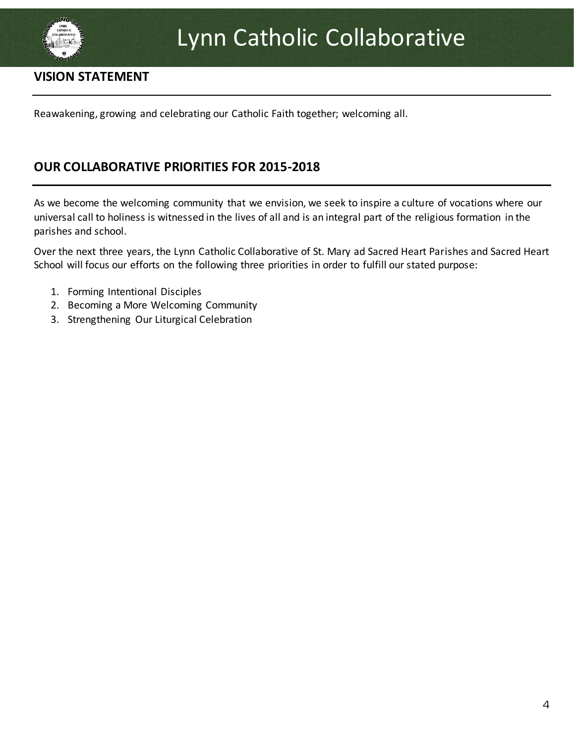## VISION STATEMENT

Reawakening, growing and celebrating our Catholic Faith together; welcoming all.

## OUR COLLABORATIVE PRIORITIES FOR 2015-2018

As we become the welcoming community that we envision, we seek to inspire a culture of vocations where our universal call to holiness is witnessed in the lives of all and is an integral part of the religious formation in the parishes and school.

Over the next three years, the Lynn Catholic Collaborative of St. Mary ad Sacred Heart Parishes and Sacred Heart School will focus our efforts on the following three priorities in order to fulfill our stated purpose:

1. Forming Intentional Disciples
2. Becoming a More Welcoming Community
3. Strengthening Our Liturgical Celebration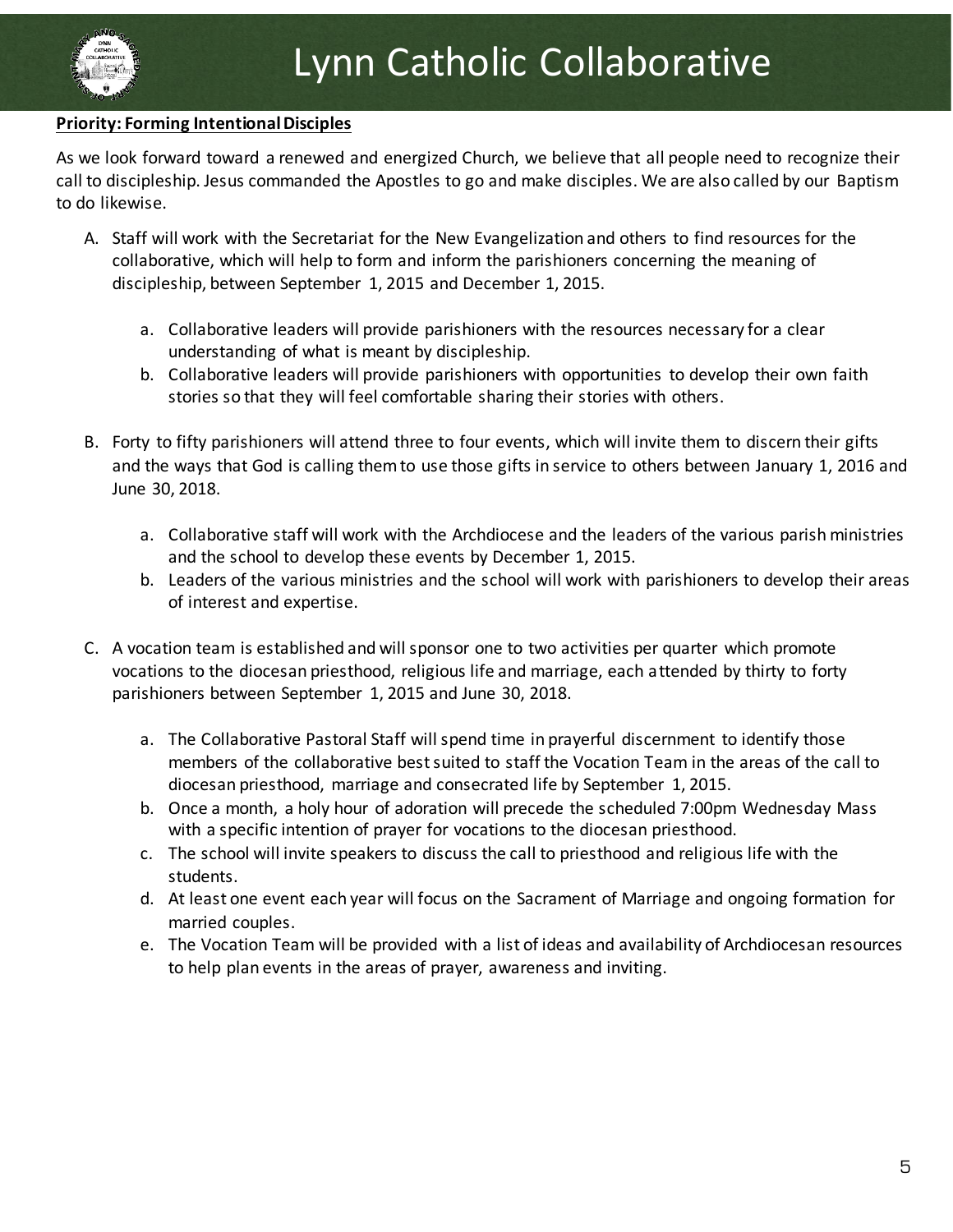**Priority: Forming Intentional Disciples**

As we look forward toward a renewed and energized Church, we believe that all people need to recognize their call to discipleship. Jesus commanded the Apostles to go and make disciples. We are also called by our Baptism to do likewise.

A. Staff will work with the Secretariat for the New Evangelization and others to find resources for the collaborative, which will help to form and inform the parishioners concerning the meaning of discipleship, between September 1, 2015 and December 1, 2015.

   a. Collaborative leaders will provide parishioners with the resources necessary for a clear understanding of what is meant by discipleship.
   b. Collaborative leaders will provide parishioners with opportunities to develop their own faith stories so that they will feel comfortable sharing their stories with others.

B. Forty to fifty parishioners will attend three to four events, which will invite them to discern their gifts and the ways that God is calling them to use those gifts in service to others between January 1, 2016 and June 30, 2018.

   a. Collaborative staff will work with the Archdiocese and the leaders of the various parish ministries and the school to develop these events by December 1, 2015.
   b. Leaders of the various ministries and the school will work with parishioners to develop their areas of interest and expertise.

C. A vocation team is established and will sponsor one to two activities per quarter which promote vocations to the diocesan priesthood, religious life and marriage, each attended by thirty to forty parishioners between September 1, 2015 and June 30, 2018.

   a. The Collaborative Pastoral Staff will spend time in prayerful discernment to identify those members of the collaborative best suited to staff the Vocation Team in the areas of the call to diocesan priesthood, marriage and consecrated life by September 1, 2015.
   b. Once a month, a holy hour of adoration will precede the scheduled 7:00pm Wednesday Mass with a specific intention of prayer for vocations to the diocesan priesthood.
   c. The school will invite speakers to discuss the call to priesthood and religious life with the students.
   d. At least one event each year will focus on the Sacrament of Marriage and ongoing formation for married couples.
   e. The Vocation Team will be provided with a list of ideas and availability of Archdiocesan resources to help plan events in the areas of prayer, awareness and inviting.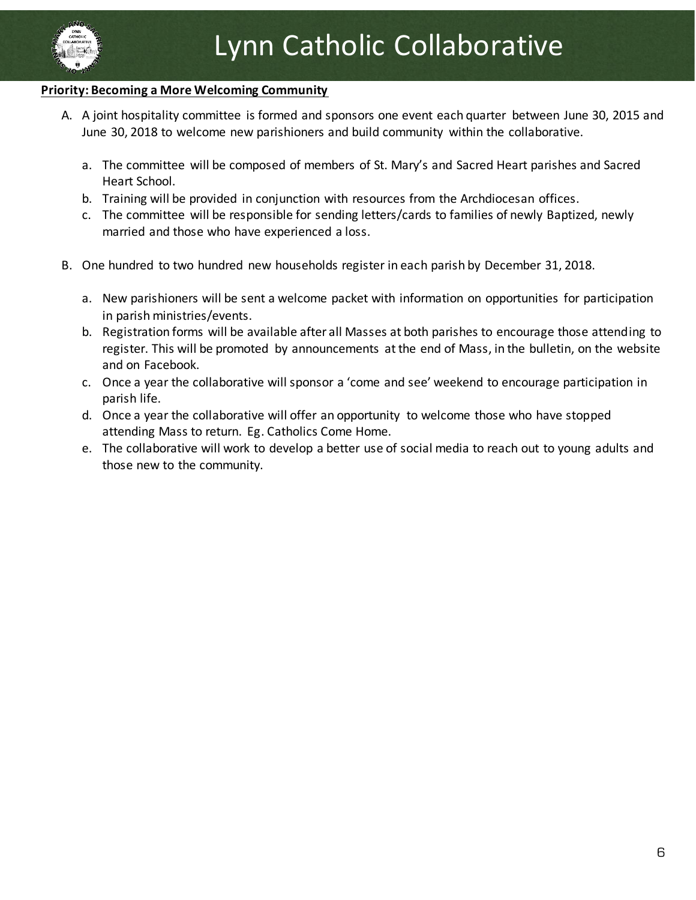**Priority: Becoming a More Welcoming Community**

A. A joint hospitality committee is formed and sponsors one event each quarter between June 30, 2015 and June 30, 2018 to welcome new parishioners and build community within the collaborative.

   a. The committee will be composed of members of St. Mary's and Sacred Heart parishes and Sacred Heart School.
   b. Training will be provided in conjunction with resources from the Archdiocesan offices.
   c. The committee will be responsible for sending letters/cards to families of newly Baptized, newly married and those who have experienced a loss.

B. One hundred to two hundred new households register in each parish by December 31, 2018.

   a. New parishioners will be sent a welcome packet with information on opportunities for participation in parish ministries/events.
   b. Registration forms will be available after all Masses at both parishes to encourage those attending to register. This will be promoted by announcements at the end of Mass, in the bulletin, on the website and on Facebook.
   c. Once a year the collaborative will sponsor a 'come and see' weekend to encourage participation in parish life.
   d. Once a year the collaborative will offer an opportunity to welcome those who have stopped attending Mass to return. Eg. Catholics Come Home.
   e. The collaborative will work to develop a better use of social media to reach out to young adults and those new to the community.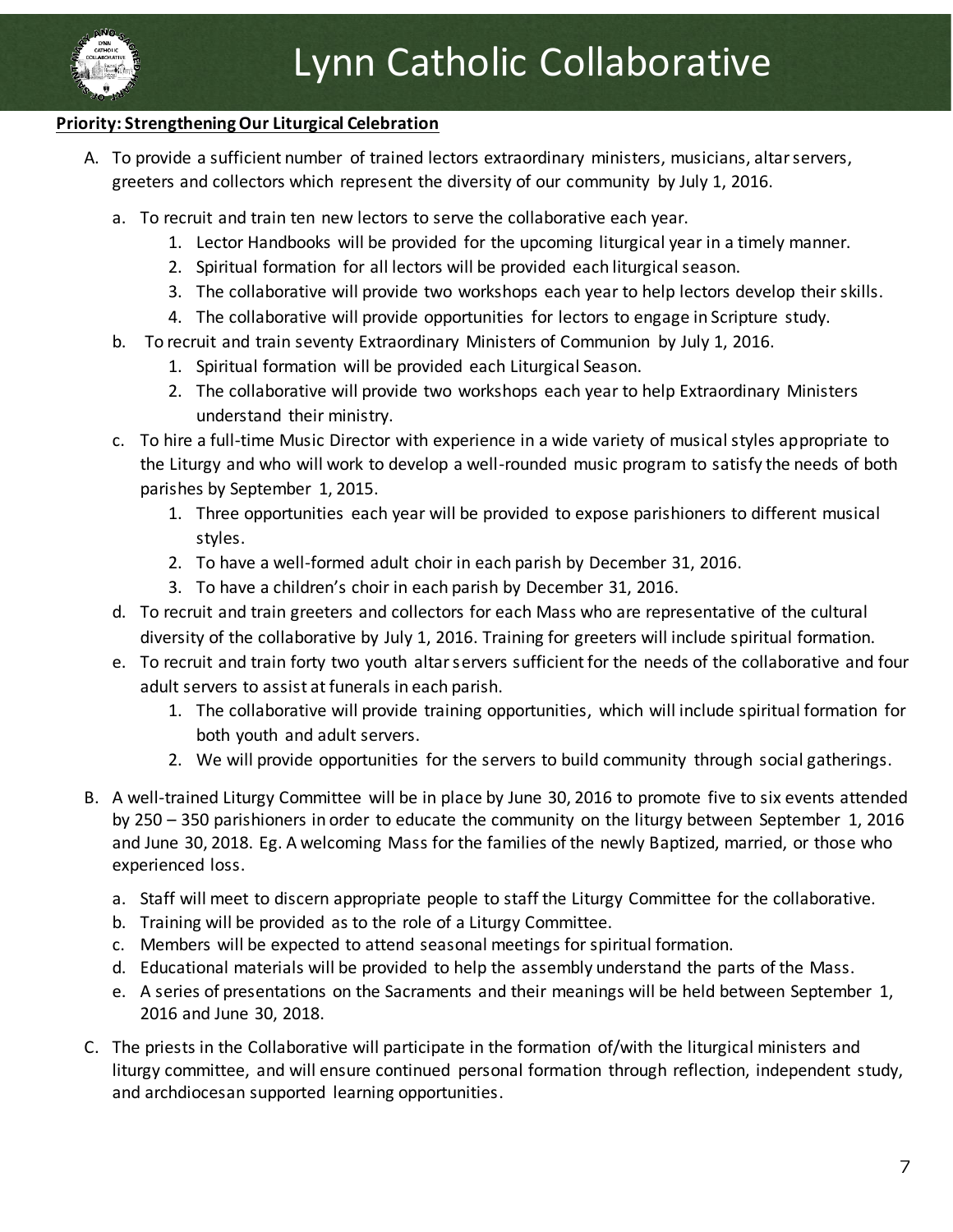**Priority: Strengthening Our Liturgical Celebration**

A. To provide a sufficient number of trained lectors extraordinary ministers, musicians, altar servers, greeters and collectors which represent the diversity of our community by July 1, 2016.

   a. To recruit and train ten new lectors to serve the collaborative each year.
      1. Lector Handbooks will be provided for the upcoming liturgical year in a timely manner.
      2. Spiritual formation for all lectors will be provided each liturgical season.
      3. The collaborative will provide two workshops each year to help lectors develop their skills.
      4. The collaborative will provide opportunities for lectors to engage in Scripture study.

   b. To recruit and train seventy Extraordinary Ministers of Communion by July 1, 2016.
      1. Spiritual formation will be provided each Liturgical Season.
      2. The collaborative will provide two workshops each year to help Extraordinary Ministers understand their ministry.

   c. To hire a full-time Music Director with experience in a wide variety of musical styles appropriate to the Liturgy and who will work to develop a well-rounded music program to satisfy the needs of both parishes by September 1, 2015.
      1. Three opportunities each year will be provided to expose parishioners to different musical styles.
      2. To have a well-formed adult choir in each parish by December 31, 2016.
      3. To have a children's choir in each parish by December 31, 2016.

   d. To recruit and train greeters and collectors for each Mass who are representative of the cultural diversity of the collaborative by July 1, 2016. Training for greeters will include spiritual formation.

   e. To recruit and train forty two youth altar servers sufficient for the needs of the collaborative and four adult servers to assist at funerals in each parish.
      1. The collaborative will provide training opportunities, which will include spiritual formation for both youth and adult servers.
      2. We will provide opportunities for the servers to build community through social gatherings.

B. A well-trained Liturgy Committee will be in place by June 30, 2016 to promote five to six events attended by 250 – 350 parishioners in order to educate the community on the liturgy between September 1, 2016 and June 30, 2018. Eg. A welcoming Mass for the families of the newly Baptized, married, or those who experienced loss.

   a. Staff will meet to discern appropriate people to staff the Liturgy Committee for the collaborative.
   b. Training will be provided as to the role of a Liturgy Committee.
   c. Members will be expected to attend seasonal meetings for spiritual formation.
   d. Educational materials will be provided to help the assembly understand the parts of the Mass.
   e. A series of presentations on the Sacraments and their meanings will be held between September 1, 2016 and June 30, 2018.

C. The priests in the Collaborative will participate in the formation of/with the liturgical ministers and liturgy committee, and will ensure continued personal formation through reflection, independent study, and archdiocesan supported learning opportunities.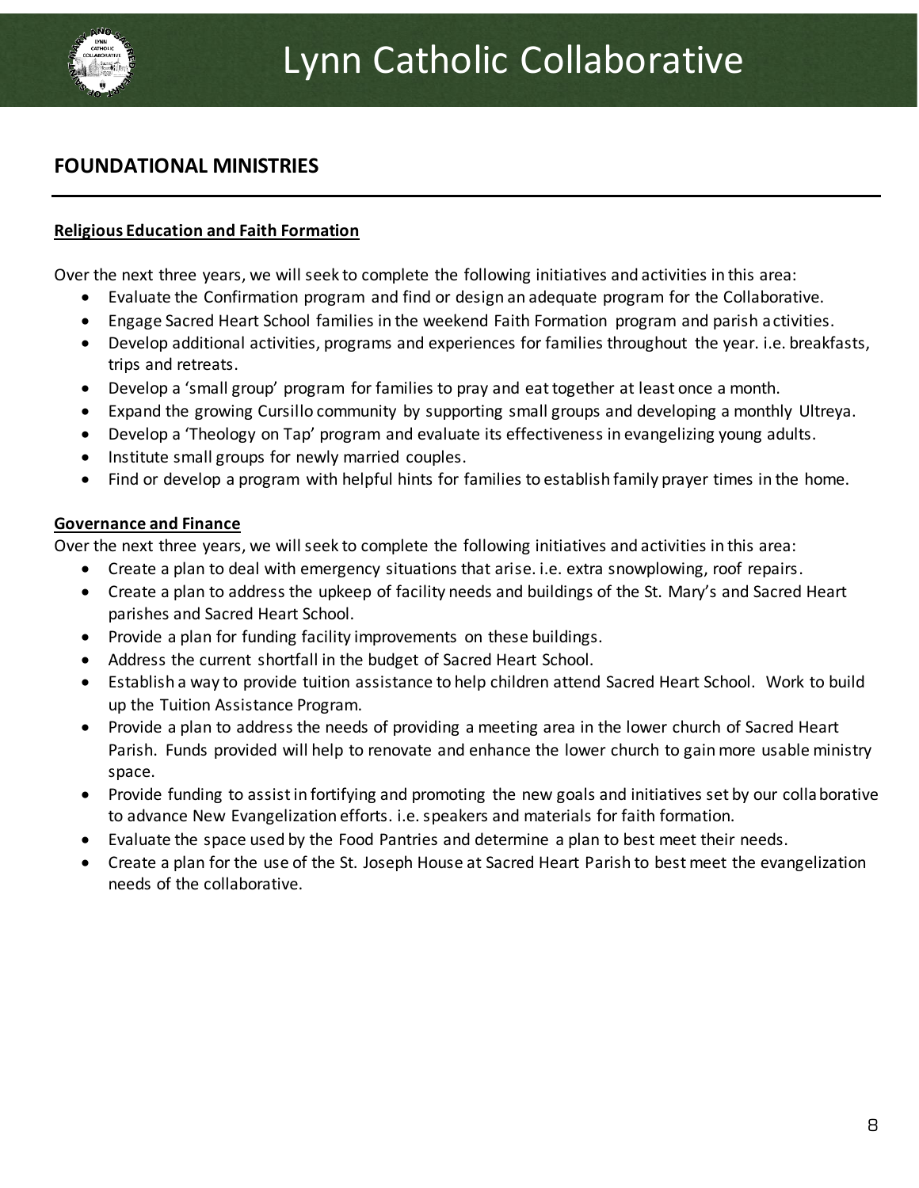## FOUNDATIONAL MINISTRIES

**Religious Education and Faith Formation**

Over the next three years, we will seek to complete the following initiatives and activities in this area:

- Evaluate the Confirmation program and find or design an adequate program for the Collaborative.
- Engage Sacred Heart School families in the weekend Faith Formation program and parish activities.
- Develop additional activities, programs and experiences for families throughout the year. i.e. breakfasts, trips and retreats.
- Develop a 'small group' program for families to pray and eat together at least once a month.
- Expand the growing Cursillo community by supporting small groups and developing a monthly Ultreya.
- Develop a 'Theology on Tap' program and evaluate its effectiveness in evangelizing young adults.
- Institute small groups for newly married couples.
- Find or develop a program with helpful hints for families to establish family prayer times in the home.

**Governance and Finance**

Over the next three years, we will seek to complete the following initiatives and activities in this area:

- Create a plan to deal with emergency situations that arise. i.e. extra snowplowing, roof repairs.
- Create a plan to address the upkeep of facility needs and buildings of the St. Mary's and Sacred Heart parishes and Sacred Heart School.
- Provide a plan for funding facility improvements on these buildings.
- Address the current shortfall in the budget of Sacred Heart School.
- Establish a way to provide tuition assistance to help children attend Sacred Heart School. Work to build up the Tuition Assistance Program.
- Provide a plan to address the needs of providing a meeting area in the lower church of Sacred Heart Parish. Funds provided will help to renovate and enhance the lower church to gain more usable ministry space.
- Provide funding to assist in fortifying and promoting the new goals and initiatives set by our collaborative to advance New Evangelization efforts. i.e. speakers and materials for faith formation.
- Evaluate the space used by the Food Pantries and determine a plan to best meet their needs.
- Create a plan for the use of the St. Joseph House at Sacred Heart Parish to best meet the evangelization needs of the collaborative.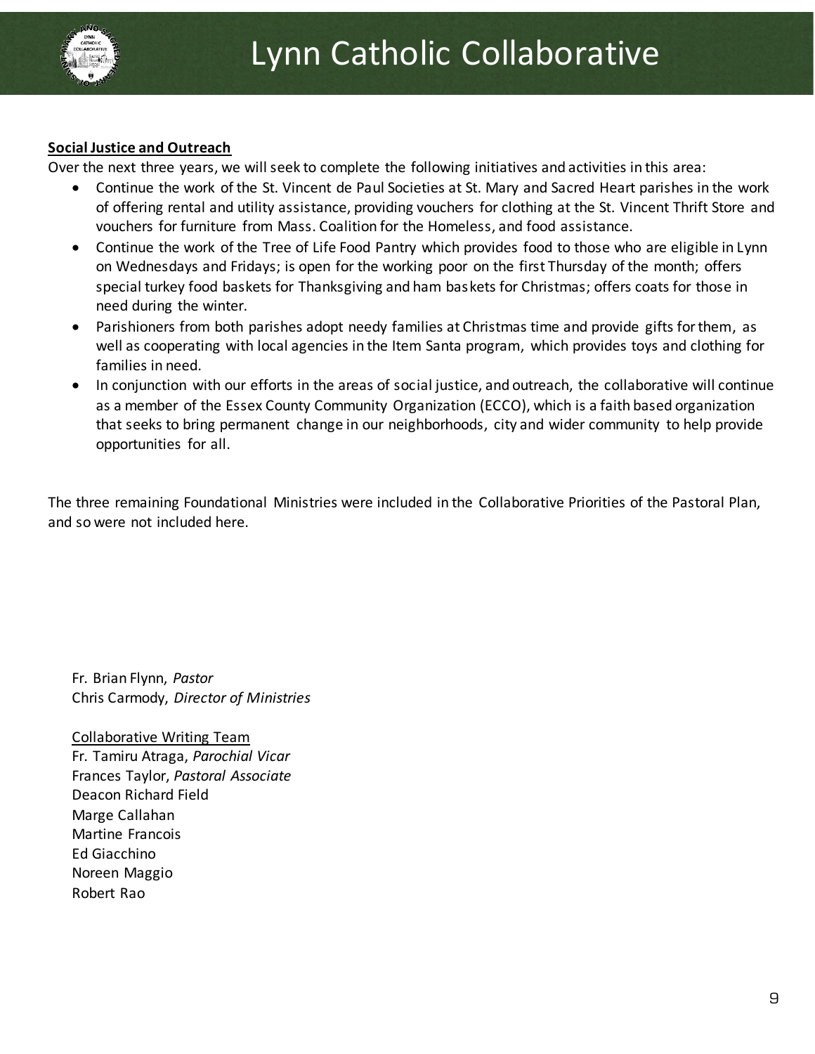**Social Justice and Outreach**

Over the next three years, we will seek to complete the following initiatives and activities in this area:

- Continue the work of the St. Vincent de Paul Societies at St. Mary and Sacred Heart parishes in the work of offering rental and utility assistance, providing vouchers for clothing at the St. Vincent Thrift Store and vouchers for furniture from Mass. Coalition for the Homeless, and food assistance.
- Continue the work of the Tree of Life Food Pantry which provides food to those who are eligible in Lynn on Wednesdays and Fridays; is open for the working poor on the first Thursday of the month; offers special turkey food baskets for Thanksgiving and ham baskets for Christmas; offers coats for those in need during the winter.
- Parishioners from both parishes adopt needy families at Christmas time and provide gifts for them, as well as cooperating with local agencies in the Item Santa program, which provides toys and clothing for families in need.
- In conjunction with our efforts in the areas of social justice, and outreach, the collaborative will continue as a member of the Essex County Community Organization (ECCO), which is a faith based organization that seeks to bring permanent change in our neighborhoods, city and wider community to help provide opportunities for all.

The three remaining Foundational Ministries were included in the Collaborative Priorities of the Pastoral Plan, and so were not included here.

Fr. Brian Flynn, *Pastor*
Chris Carmody, *Director of Ministries*

<u>Collaborative Writing Team</u>
Fr. Tamiru Atraga, *Parochial Vicar*
Frances Taylor, *Pastoral Associate*
Deacon Richard Field
Marge Callahan
Martine Francois
Ed Giacchino
Noreen Maggio
Robert Rao